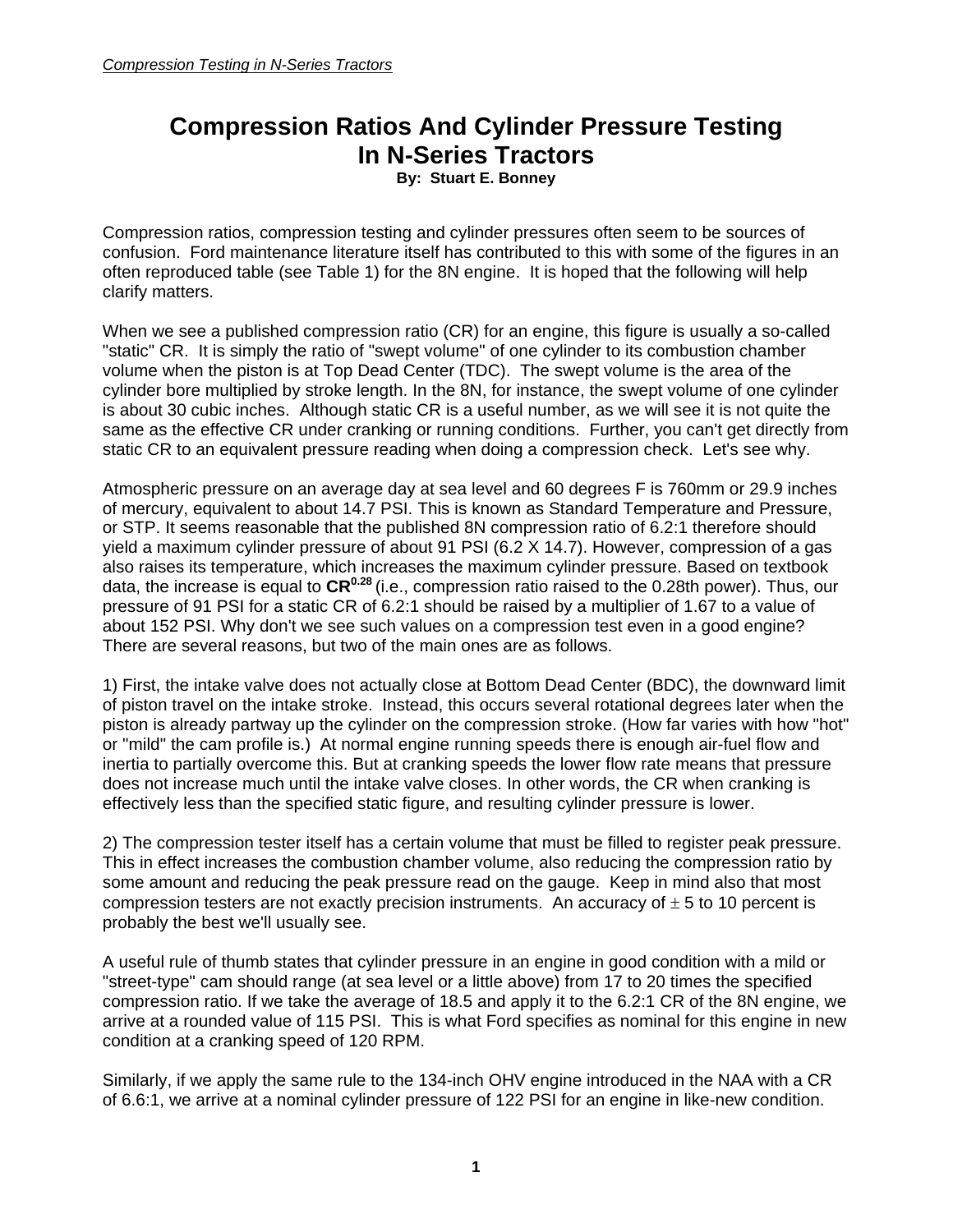# Compression Ratios And Cylinder Pressure Testing In N-Series Tractors

**By: Stuart E. Bonney**

Compression ratios, compression testing and cylinder pressures often seem to be sources of confusion. Ford maintenance literature itself has contributed to this with some of the figures in an often reproduced table (see Table 1) for the 8N engine. It is hoped that the following will help clarify matters.

When we see a published compression ratio (CR) for an engine, this figure is usually a so-called "static" CR. It is simply the ratio of "swept volume" of one cylinder to its combustion chamber volume when the piston is at Top Dead Center (TDC). The swept volume is the area of the cylinder bore multiplied by stroke length. In the 8N, for instance, the swept volume of one cylinder is about 30 cubic inches. Although static CR is a useful number, as we will see it is not quite the same as the effective CR under cranking or running conditions. Further, you can't get directly from static CR to an equivalent pressure reading when doing a compression check. Let's see why.

Atmospheric pressure on an average day at sea level and 60 degrees F is 760mm or 29.9 inches of mercury, equivalent to about 14.7 PSI. This is known as Standard Temperature and Pressure, or STP. It seems reasonable that the published 8N compression ratio of 6.2:1 therefore should yield a maximum cylinder pressure of about 91 PSI (6.2 X 14.7). However, compression of a gas also raises its temperature, which increases the maximum cylinder pressure. Based on textbook data, the increase is equal to $\mathbf{CR^{0.28}}$ (i.e., compression ratio raised to the 0.28th power). Thus, our pressure of 91 PSI for a static CR of 6.2:1 should be raised by a multiplier of 1.67 to a value of about 152 PSI. Why don't we see such values on a compression test even in a good engine? There are several reasons, but two of the main ones are as follows.

1) First, the intake valve does not actually close at Bottom Dead Center (BDC), the downward limit of piston travel on the intake stroke. Instead, this occurs several rotational degrees later when the piston is already partway up the cylinder on the compression stroke. (How far varies with how "hot" or "mild" the cam profile is.) At normal engine running speeds there is enough air-fuel flow and inertia to partially overcome this. But at cranking speeds the lower flow rate means that pressure does not increase much until the intake valve closes. In other words, the CR when cranking is effectively less than the specified static figure, and resulting cylinder pressure is lower.

2) The compression tester itself has a certain volume that must be filled to register peak pressure. This in effect increases the combustion chamber volume, also reducing the compression ratio by some amount and reducing the peak pressure read on the gauge. Keep in mind also that most compression testers are not exactly precision instruments. An accuracy of $\pm$ 5 to 10 percent is probably the best we'll usually see.

A useful rule of thumb states that cylinder pressure in an engine in good condition with a mild or "street-type" cam should range (at sea level or a little above) from 17 to 20 times the specified compression ratio. If we take the average of 18.5 and apply it to the 6.2:1 CR of the 8N engine, we arrive at a rounded value of 115 PSI. This is what Ford specifies as nominal for this engine in new condition at a cranking speed of 120 RPM.

Similarly, if we apply the same rule to the 134-inch OHV engine introduced in the NAA with a CR of 6.6:1, we arrive at a nominal cylinder pressure of 122 PSI for an engine in like-new condition.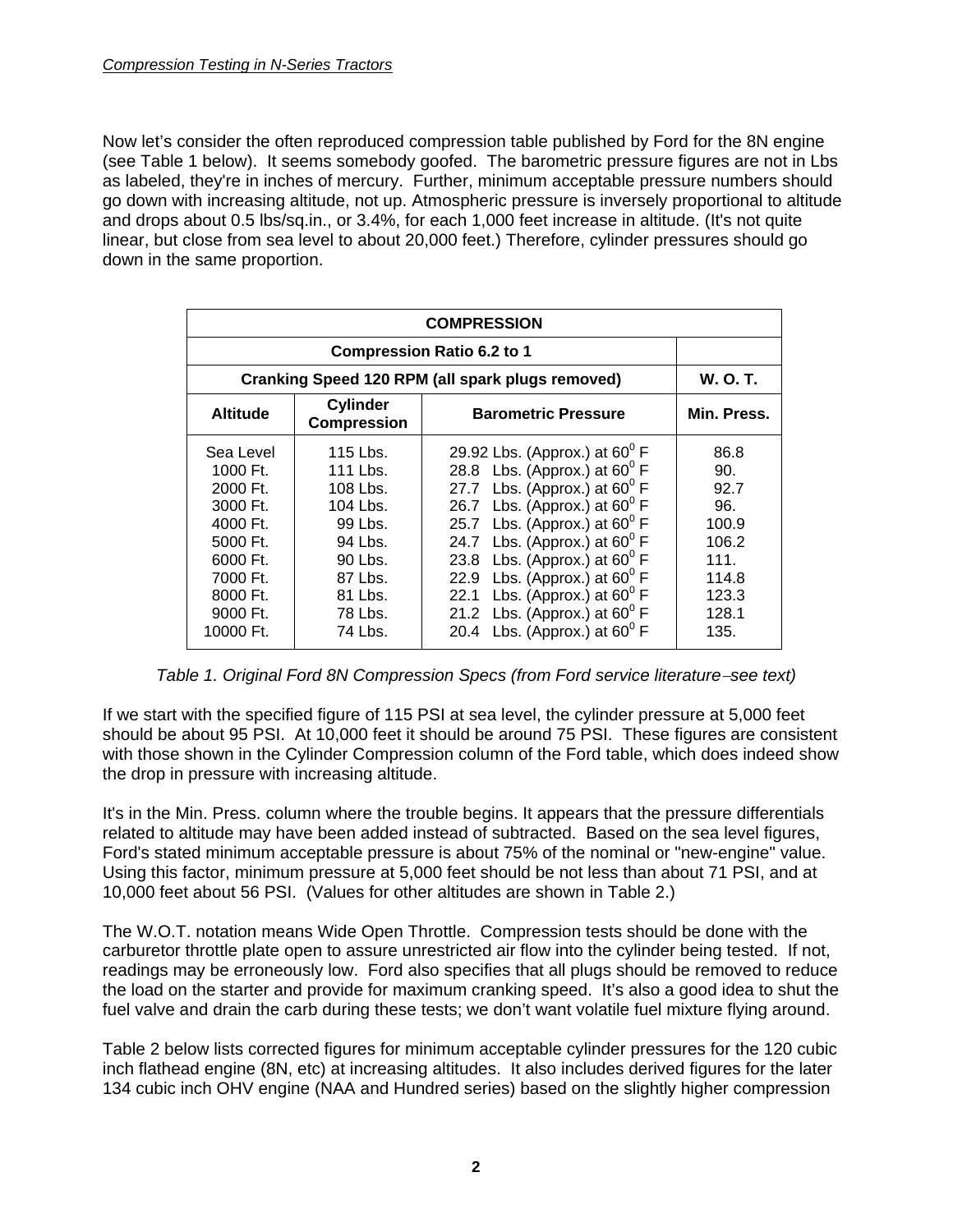Now let's consider the often reproduced compression table published by Ford for the 8N engine (see Table 1 below). It seems somebody goofed. The barometric pressure figures are not in Lbs as labeled, they're in inches of mercury. Further, minimum acceptable pressure numbers should go down with increasing altitude, not up. Atmospheric pressure is inversely proportional to altitude and drops about 0.5 lbs/sq.in., or 3.4%, for each 1,000 feet increase in altitude. (It's not quite linear, but close from sea level to about 20,000 feet.) Therefore, cylinder pressures should go down in the same proportion.

| COMPRESSION | | | |
|---|---|---|---|
| Compression Ratio 6.2 to 1 | | | |
| Cranking Speed 120 RPM (all spark plugs removed) | | | W. O. T. |
| **Altitude** | **Cylinder Compression** | **Barometric Pressure** | **Min. Press.** |
| Sea Level | 115 Lbs. | 29.92 Lbs. (Approx.) at $60^0$ F | 86.8 |
| 1000 Ft. | 111 Lbs. | 28.8 Lbs. (Approx.) at $60^0$ F | 90. |
| 2000 Ft. | 108 Lbs. | 27.7 Lbs. (Approx.) at $60^0$ F | 92.7 |
| 3000 Ft. | 104 Lbs. | 26.7 Lbs. (Approx.) at $60^0$ F | 96. |
| 4000 Ft. | 99 Lbs. | 25.7 Lbs. (Approx.) at $60^0$ F | 100.9 |
| 5000 Ft. | 94 Lbs. | 24.7 Lbs. (Approx.) at $60^0$ F | 106.2 |
| 6000 Ft. | 90 Lbs. | 23.8 Lbs. (Approx.) at $60^0$ F | 111. |
| 7000 Ft. | 87 Lbs. | 22.9 Lbs. (Approx.) at $60^0$ F | 114.8 |
| 8000 Ft. | 81 Lbs. | 22.1 Lbs. (Approx.) at $60^0$ F | 123.3 |
| 9000 Ft. | 78 Lbs. | 21.2 Lbs. (Approx.) at $60^0$ F | 128.1 |
| 10000 Ft. | 74 Lbs. | 20.4 Lbs. (Approx.) at $60^0$ F | 135. |

*Table 1. Original Ford 8N Compression Specs (from Ford service literature−see text)*

If we start with the specified figure of 115 PSI at sea level, the cylinder pressure at 5,000 feet should be about 95 PSI. At 10,000 feet it should be around 75 PSI. These figures are consistent with those shown in the Cylinder Compression column of the Ford table, which does indeed show the drop in pressure with increasing altitude.

It's in the Min. Press. column where the trouble begins. It appears that the pressure differentials related to altitude may have been added instead of subtracted. Based on the sea level figures, Ford's stated minimum acceptable pressure is about 75% of the nominal or "new-engine" value. Using this factor, minimum pressure at 5,000 feet should be not less than about 71 PSI, and at 10,000 feet about 56 PSI. (Values for other altitudes are shown in Table 2.)

The W.O.T. notation means Wide Open Throttle. Compression tests should be done with the carburetor throttle plate open to assure unrestricted air flow into the cylinder being tested. If not, readings may be erroneously low. Ford also specifies that all plugs should be removed to reduce the load on the starter and provide for maximum cranking speed. It's also a good idea to shut the fuel valve and drain the carb during these tests; we don't want volatile fuel mixture flying around.

Table 2 below lists corrected figures for minimum acceptable cylinder pressures for the 120 cubic inch flathead engine (8N, etc) at increasing altitudes. It also includes derived figures for the later 134 cubic inch OHV engine (NAA and Hundred series) based on the slightly higher compression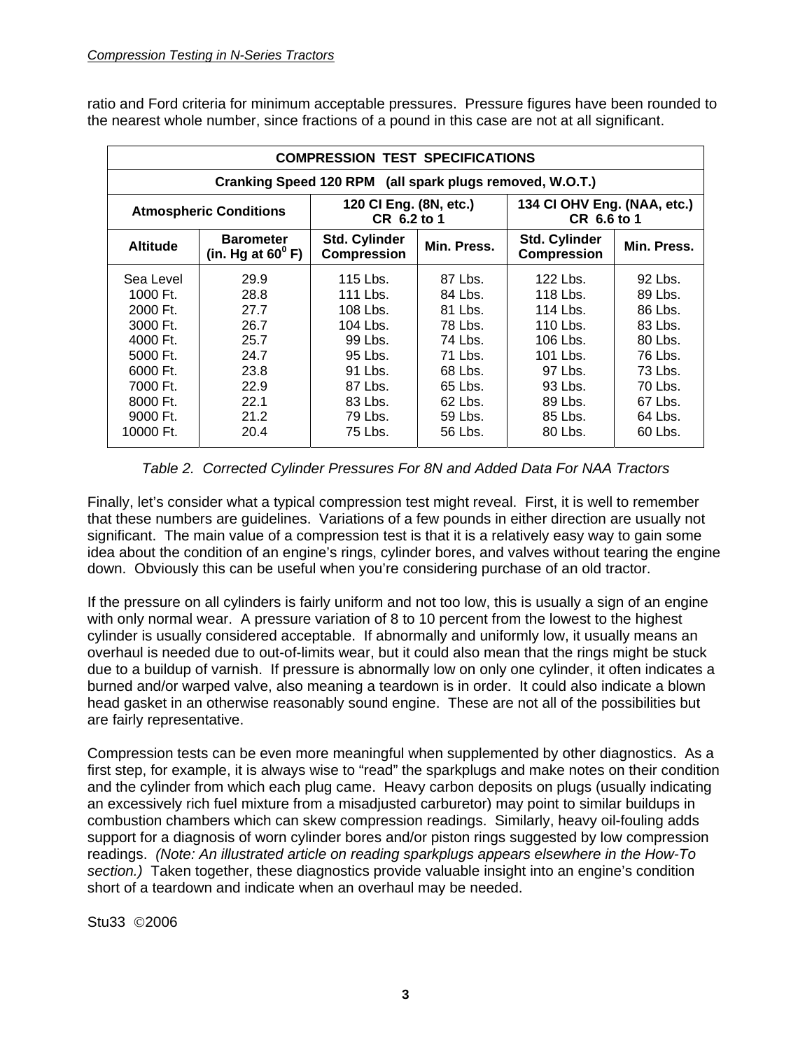ratio and Ford criteria for minimum acceptable pressures. Pressure figures have been rounded to the nearest whole number, since fractions of a pound in this case are not at all significant.

| COMPRESSION TEST SPECIFICATIONS | | | | | |
|---|---|---|---|---|---|
| Cranking Speed 120 RPM (all spark plugs removed, W.O.T.) | | | | | |
| Atmospheric Conditions | | 120 CI Eng. (8N, etc.) CR 6.2 to 1 | | 134 CI OHV Eng. (NAA, etc.) CR 6.6 to 1 | |
| Altitude | Barometer (in. Hg at $60^0$ F) | Std. Cylinder Compression | Min. Press. | Std. Cylinder Compression | Min. Press. |
| Sea Level | 29.9 | 115 Lbs. | 87 Lbs. | 122 Lbs. | 92 Lbs. |
| 1000 Ft. | 28.8 | 111 Lbs. | 84 Lbs. | 118 Lbs. | 89 Lbs. |
| 2000 Ft. | 27.7 | 108 Lbs. | 81 Lbs. | 114 Lbs. | 86 Lbs. |
| 3000 Ft. | 26.7 | 104 Lbs. | 78 Lbs. | 110 Lbs. | 83 Lbs. |
| 4000 Ft. | 25.7 | 99 Lbs. | 74 Lbs. | 106 Lbs. | 80 Lbs. |
| 5000 Ft. | 24.7 | 95 Lbs. | 71 Lbs. | 101 Lbs. | 76 Lbs. |
| 6000 Ft. | 23.8 | 91 Lbs. | 68 Lbs. | 97 Lbs. | 73 Lbs. |
| 7000 Ft. | 22.9 | 87 Lbs. | 65 Lbs. | 93 Lbs. | 70 Lbs. |
| 8000 Ft. | 22.1 | 83 Lbs. | 62 Lbs. | 89 Lbs. | 67 Lbs. |
| 9000 Ft. | 21.2 | 79 Lbs. | 59 Lbs. | 85 Lbs. | 64 Lbs. |
| 10000 Ft. | 20.4 | 75 Lbs. | 56 Lbs. | 80 Lbs. | 60 Lbs. |

*Table 2. Corrected Cylinder Pressures For 8N and Added Data For NAA Tractors*

Finally, let's consider what a typical compression test might reveal. First, it is well to remember that these numbers are guidelines. Variations of a few pounds in either direction are usually not significant. The main value of a compression test is that it is a relatively easy way to gain some idea about the condition of an engine's rings, cylinder bores, and valves without tearing the engine down. Obviously this can be useful when you're considering purchase of an old tractor.

If the pressure on all cylinders is fairly uniform and not too low, this is usually a sign of an engine with only normal wear. A pressure variation of 8 to 10 percent from the lowest to the highest cylinder is usually considered acceptable. If abnormally and uniformly low, it usually means an overhaul is needed due to out-of-limits wear, but it could also mean that the rings might be stuck due to a buildup of varnish. If pressure is abnormally low on only one cylinder, it often indicates a burned and/or warped valve, also meaning a teardown is in order. It could also indicate a blown head gasket in an otherwise reasonably sound engine. These are not all of the possibilities but are fairly representative.

Compression tests can be even more meaningful when supplemented by other diagnostics. As a first step, for example, it is always wise to "read" the sparkplugs and make notes on their condition and the cylinder from which each plug came. Heavy carbon deposits on plugs (usually indicating an excessively rich fuel mixture from a misadjusted carburetor) may point to similar buildups in combustion chambers which can skew compression readings. Similarly, heavy oil-fouling adds support for a diagnosis of worn cylinder bores and/or piston rings suggested by low compression readings. *(Note: An illustrated article on reading sparkplugs appears elsewhere in the How-To section.)* Taken together, these diagnostics provide valuable insight into an engine's condition short of a teardown and indicate when an overhaul may be needed.

Stu33 ©2006